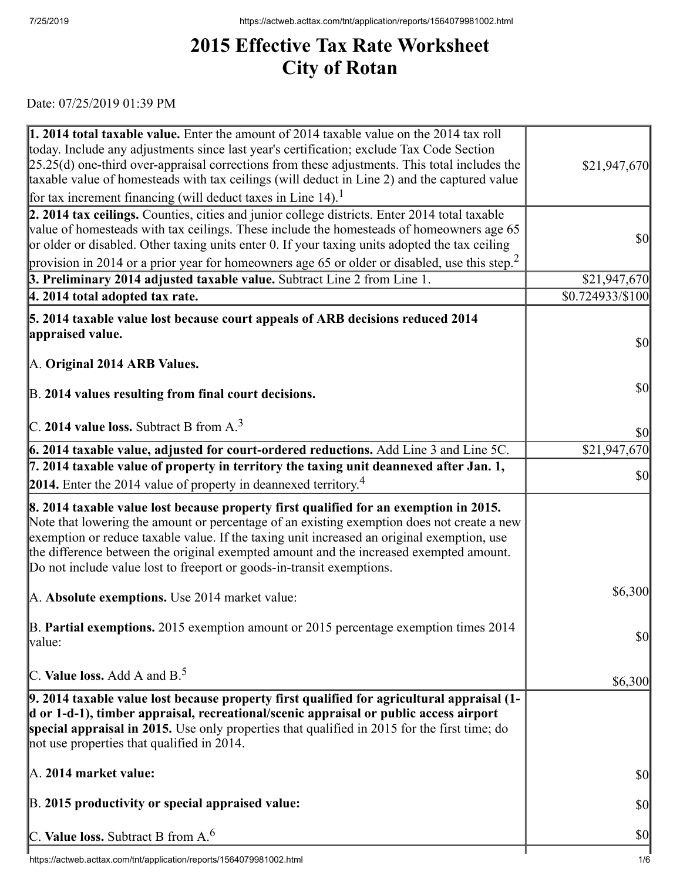# 2015 Effective Tax Rate Worksheet
# City of Rotan

Date: 07/25/2019 01:39 PM

| | |
|---|---|
| **1. 2014 total taxable value.** Enter the amount of 2014 taxable value on the 2014 tax roll today. Include any adjustments since last year's certification; exclude Tax Code Section 25.25(d) one-third over-appraisal corrections from these adjustments. This total includes the taxable value of homesteads with tax ceilings (will deduct in Line 2) and the captured value for tax increment financing (will deduct taxes in Line 14).[1] | $21,947,670 |
| **2. 2014 tax ceilings.** Counties, cities and junior college districts. Enter 2014 total taxable value of homesteads with tax ceilings. These include the homesteads of homeowners age 65 or older or disabled. Other taxing units enter 0. If your taxing units adopted the tax ceiling provision in 2014 or a prior year for homeowners age 65 or older or disabled, use this step.[2] | $0 |
| **3. Preliminary 2014 adjusted taxable value.** Subtract Line 2 from Line 1. | $21,947,670 |
| **4. 2014 total adopted tax rate.** | $0.724933/$100 |
| **5. 2014 taxable value lost because court appeals of ARB decisions reduced 2014 appraised value.** | |
| A. **Original 2014 ARB Values.** | $0 |
| B. **2014 values resulting from final court decisions.** | $0 |
| C. **2014 value loss.** Subtract B from A.[3] | $0 |
| **6. 2014 taxable value, adjusted for court-ordered reductions.** Add Line 3 and Line 5C. | $21,947,670 |
| **7. 2014 taxable value of property in territory the taxing unit deannexed after Jan. 1, 2014.** Enter the 2014 value of property in deannexed territory.[4] | $0 |
| **8. 2014 taxable value lost because property first qualified for an exemption in 2015.** Note that lowering the amount or percentage of an existing exemption does not create a new exemption or reduce taxable value. If the taxing unit increased an original exemption, use the difference between the original exempted amount and the increased exempted amount. Do not include value lost to freeport or goods-in-transit exemptions. | |
| A. **Absolute exemptions.** Use 2014 market value: | $6,300 |
| B. **Partial exemptions.** 2015 exemption amount or 2015 percentage exemption times 2014 value: | $0 |
| C. **Value loss.** Add A and B.[5] | $6,300 |
| **9. 2014 taxable value lost because property first qualified for agricultural appraisal (1-d or 1-d-1), timber appraisal, recreational/scenic appraisal or public access airport special appraisal in 2015.** Use only properties that qualified in 2015 for the first time; do not use properties that qualified in 2014. | |
| A. **2014 market value:** | $0 |
| B. **2015 productivity or special appraised value:** | $0 |
| C. **Value loss.** Subtract B from A.[6] | $0 |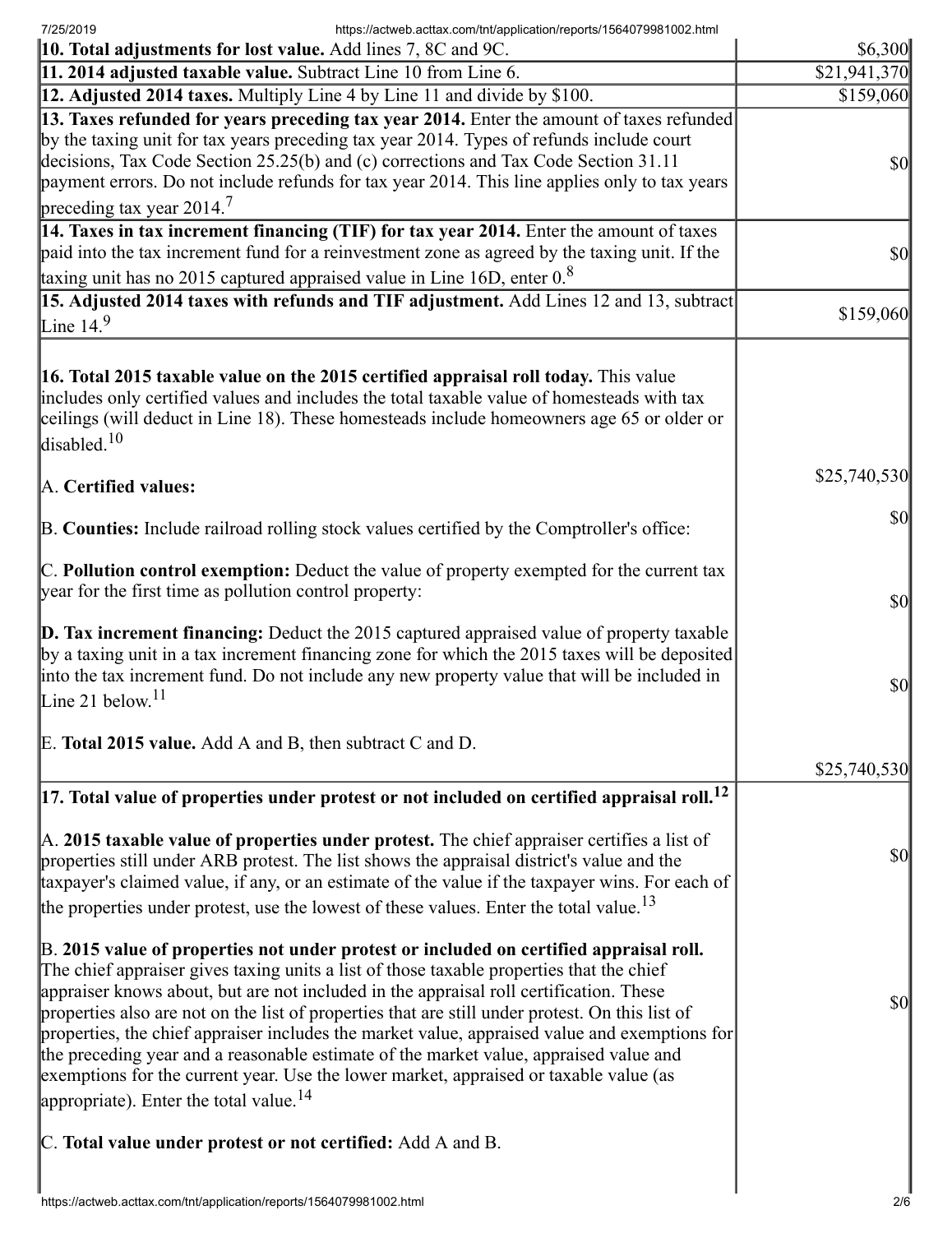| | |
|---|---|
| **10. Total adjustments for lost value.** Add lines 7, 8C and 9C. | $6,300 |
| **11. 2014 adjusted taxable value.** Subtract Line 10 from Line 6. | $21,941,370 |
| **12. Adjusted 2014 taxes.** Multiply Line 4 by Line 11 and divide by $100. | $159,060 |
| **13. Taxes refunded for years preceding tax year 2014.** Enter the amount of taxes refunded by the taxing unit for tax years preceding tax year 2014. Types of refunds include court decisions, Tax Code Section 25.25(b) and (c) corrections and Tax Code Section 31.11 payment errors. Do not include refunds for tax year 2014. This line applies only to tax years preceding tax year 2014.[7] | $0 |
| **14. Taxes in tax increment financing (TIF) for tax year 2014.** Enter the amount of taxes paid into the tax increment fund for a reinvestment zone as agreed by the taxing unit. If the taxing unit has no 2015 captured appraised value in Line 16D, enter 0.[8] | $0 |
| **15. Adjusted 2014 taxes with refunds and TIF adjustment.** Add Lines 12 and 13, subtract Line 14.[9] | $159,060 |
| **16. Total 2015 taxable value on the 2015 certified appraisal roll today.** This value includes only certified values and includes the total taxable value of homesteads with tax ceilings (will deduct in Line 18). These homesteads include homeowners age 65 or older or disabled.[10]<br><br>A. **Certified values:**<br><br>B. **Counties:** Include railroad rolling stock values certified by the Comptroller's office:<br><br>C. **Pollution control exemption:** Deduct the value of property exempted for the current tax year for the first time as pollution control property:<br><br>**D. Tax increment financing:** Deduct the 2015 captured appraised value of property taxable by a taxing unit in a tax increment financing zone for which the 2015 taxes will be deposited into the tax increment fund. Do not include any new property value that will be included in Line 21 below.[11]<br><br>E. **Total 2015 value.** Add A and B, then subtract C and D. | <br><br><br><br>$25,740,530<br><br>$0<br><br>$0<br><br>$0<br><br>$25,740,530 |
| **17. Total value of properties under protest or not included on certified appraisal roll.[12]**<br><br>A. **2015 taxable value of properties under protest.** The chief appraiser certifies a list of properties still under ARB protest. The list shows the appraisal district's value and the taxpayer's claimed value, if any, or an estimate of the value if the taxpayer wins. For each of the properties under protest, use the lowest of these values. Enter the total value.[13]<br><br>B. **2015 value of properties not under protest or included on certified appraisal roll.** The chief appraiser gives taxing units a list of those taxable properties that the chief appraiser knows about, but are not included in the appraisal roll certification. These properties also are not on the list of properties that are still under protest. On this list of properties, the chief appraiser includes the market value, appraised value and exemptions for the preceding year and a reasonable estimate of the market value, appraised value and exemptions for the current year. Use the lower market, appraised or taxable value (as appropriate). Enter the total value.[14]<br><br>C. **Total value under protest or not certified:** Add A and B. | <br><br>$0<br><br>$0 |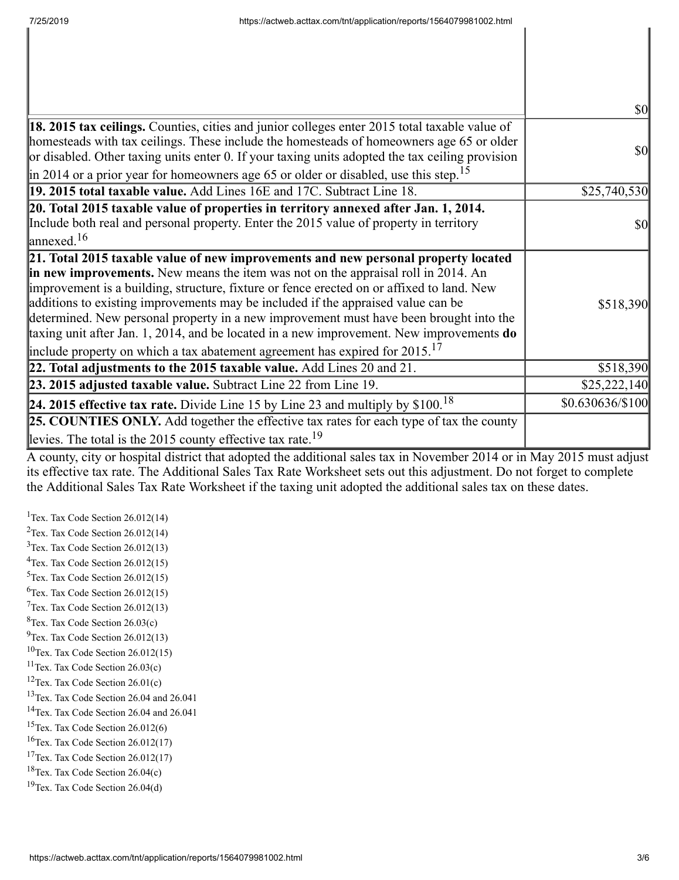| | |
|---|---|
| | $0 |
| **18. 2015 tax ceilings.** Counties, cities and junior colleges enter 2015 total taxable value of homesteads with tax ceilings. These include the homesteads of homeowners age 65 or older or disabled. Other taxing units enter 0. If your taxing units adopted the tax ceiling provision in 2014 or a prior year for homeowners age 65 or older or disabled, use this step.[15] | $0 |
| **19. 2015 total taxable value.** Add Lines 16E and 17C. Subtract Line 18. | $25,740,530 |
| **20. Total 2015 taxable value of properties in territory annexed after Jan. 1, 2014.** Include both real and personal property. Enter the 2015 value of property in territory annexed.[16] | $0 |
| **21. Total 2015 taxable value of new improvements and new personal property located in new improvements.** New means the item was not on the appraisal roll in 2014. An improvement is a building, structure, fixture or fence erected on or affixed to land. New additions to existing improvements may be included if the appraised value can be determined. New personal property in a new improvement must have been brought into the taxing unit after Jan. 1, 2014, and be located in a new improvement. New improvements **do** include property on which a tax abatement agreement has expired for 2015.[17] | $518,390 |
| **22. Total adjustments to the 2015 taxable value.** Add Lines 20 and 21. | $518,390 |
| **23. 2015 adjusted taxable value.** Subtract Line 22 from Line 19. | $25,222,140 |
| **24. 2015 effective tax rate.** Divide Line 15 by Line 23 and multiply by $100.[18] | $0.630636/$100 |
| **25. COUNTIES ONLY.** Add together the effective tax rates for each type of tax the county levies. The total is the 2015 county effective tax rate.[19] | |

A county, city or hospital district that adopted the additional sales tax in November 2014 or in May 2015 must adjust its effective tax rate. The Additional Sales Tax Rate Worksheet sets out this adjustment. Do not forget to complete the Additional Sales Tax Rate Worksheet if the taxing unit adopted the additional sales tax on these dates.

[1] Tex. Tax Code Section 26.012(14)
[2] Tex. Tax Code Section 26.012(14)
[3] Tex. Tax Code Section 26.012(13)
[4] Tex. Tax Code Section 26.012(15)
[5] Tex. Tax Code Section 26.012(15)
[6] Tex. Tax Code Section 26.012(15)
[7] Tex. Tax Code Section 26.012(13)
[8] Tex. Tax Code Section 26.03(c)
[9] Tex. Tax Code Section 26.012(13)
[10] Tex. Tax Code Section 26.012(15)
[11] Tex. Tax Code Section 26.03(c)
[12] Tex. Tax Code Section 26.01(c)
[13] Tex. Tax Code Section 26.04 and 26.041
[14] Tex. Tax Code Section 26.04 and 26.041
[15] Tex. Tax Code Section 26.012(6)
[16] Tex. Tax Code Section 26.012(17)
[17] Tex. Tax Code Section 26.012(17)
[18] Tex. Tax Code Section 26.04(c)
[19] Tex. Tax Code Section 26.04(d)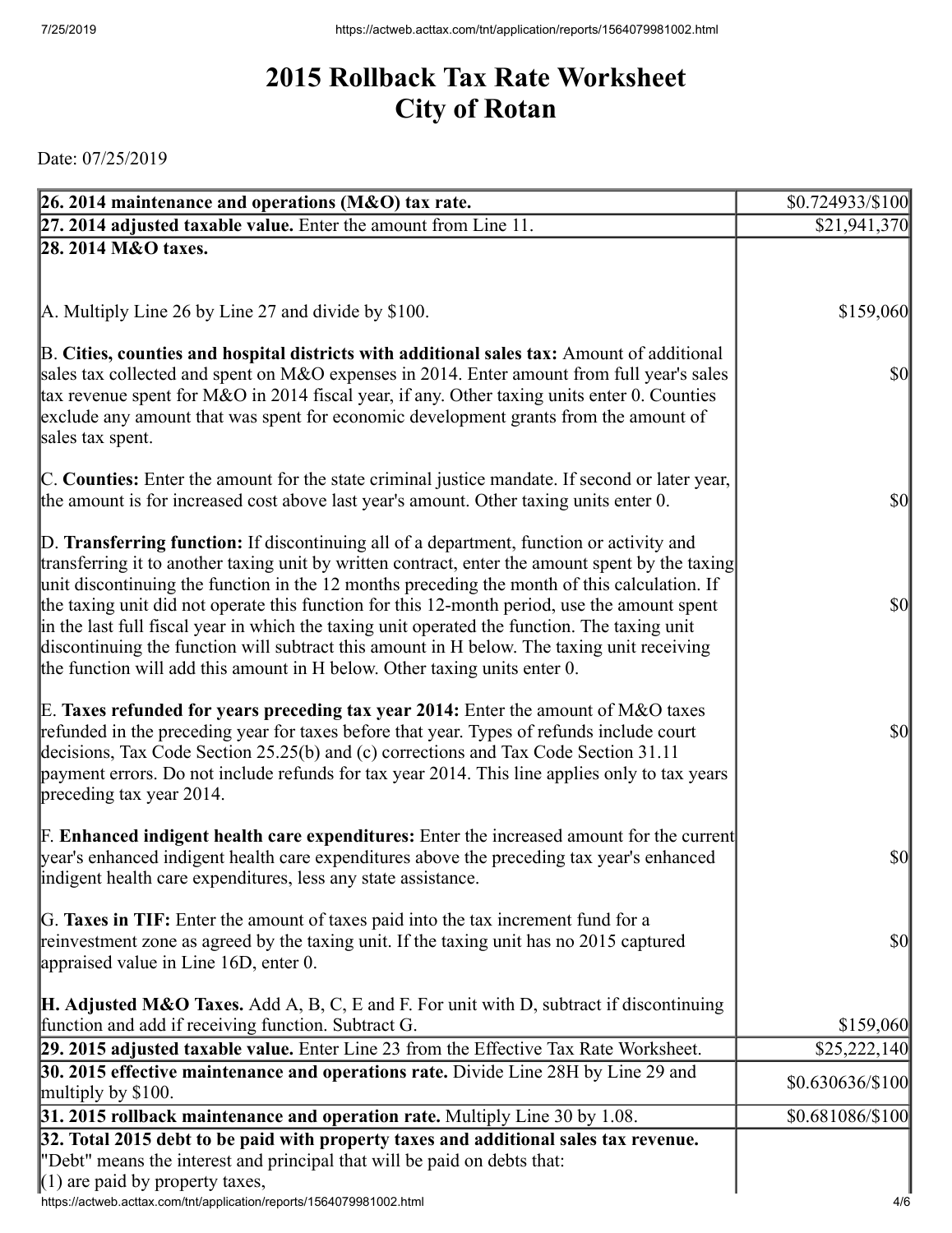# 2015 Rollback Tax Rate Worksheet
# City of Rotan

Date: 07/25/2019

| | |
|---|---|
| **26. 2014 maintenance and operations (M&O) tax rate.** | $0.724933/$100 |
| **27. 2014 adjusted taxable value.** Enter the amount from Line 11. | $21,941,370 |
| **28. 2014 M&O taxes.**<br><br>A. Multiply Line 26 by Line 27 and divide by $100. | $159,060 |
| B. **Cities, counties and hospital districts with additional sales tax:** Amount of additional sales tax collected and spent on M&O expenses in 2014. Enter amount from full year's sales tax revenue spent for M&O in 2014 fiscal year, if any. Other taxing units enter 0. Counties exclude any amount that was spent for economic development grants from the amount of sales tax spent. | $0 |
| C. **Counties:** Enter the amount for the state criminal justice mandate. If second or later year, the amount is for increased cost above last year's amount. Other taxing units enter 0. | $0 |
| D. **Transferring function:** If discontinuing all of a department, function or activity and transferring it to another taxing unit by written contract, enter the amount spent by the taxing unit discontinuing the function in the 12 months preceding the month of this calculation. If the taxing unit did not operate this function for this 12-month period, use the amount spent in the last full fiscal year in which the taxing unit operated the function. The taxing unit discontinuing the function will subtract this amount in H below. The taxing unit receiving the function will add this amount in H below. Other taxing units enter 0. | $0 |
| E. **Taxes refunded for years preceding tax year 2014:** Enter the amount of M&O taxes refunded in the preceding year for taxes before that year. Types of refunds include court decisions, Tax Code Section 25.25(b) and (c) corrections and Tax Code Section 31.11 payment errors. Do not include refunds for tax year 2014. This line applies only to tax years preceding tax year 2014. | $0 |
| F. **Enhanced indigent health care expenditures:** Enter the increased amount for the current year's enhanced indigent health care expenditures above the preceding tax year's enhanced indigent health care expenditures, less any state assistance. | $0 |
| G. **Taxes in TIF:** Enter the amount of taxes paid into the tax increment fund for a reinvestment zone as agreed by the taxing unit. If the taxing unit has no 2015 captured appraised value in Line 16D, enter 0. | $0 |
| **H. Adjusted M&O Taxes.** Add A, B, C, E and F. For unit with D, subtract if discontinuing function and add if receiving function. Subtract G. | $159,060 |
| **29. 2015 adjusted taxable value.** Enter Line 23 from the Effective Tax Rate Worksheet. | $25,222,140 |
| **30. 2015 effective maintenance and operations rate.** Divide Line 28H by Line 29 and multiply by $100. | $0.630636/$100 |
| **31. 2015 rollback maintenance and operation rate.** Multiply Line 30 by 1.08. | $0.681086/$100 |
| **32. Total 2015 debt to be paid with property taxes and additional sales tax revenue.** "Debt" means the interest and principal that will be paid on debts that:<br>(1) are paid by property taxes, | |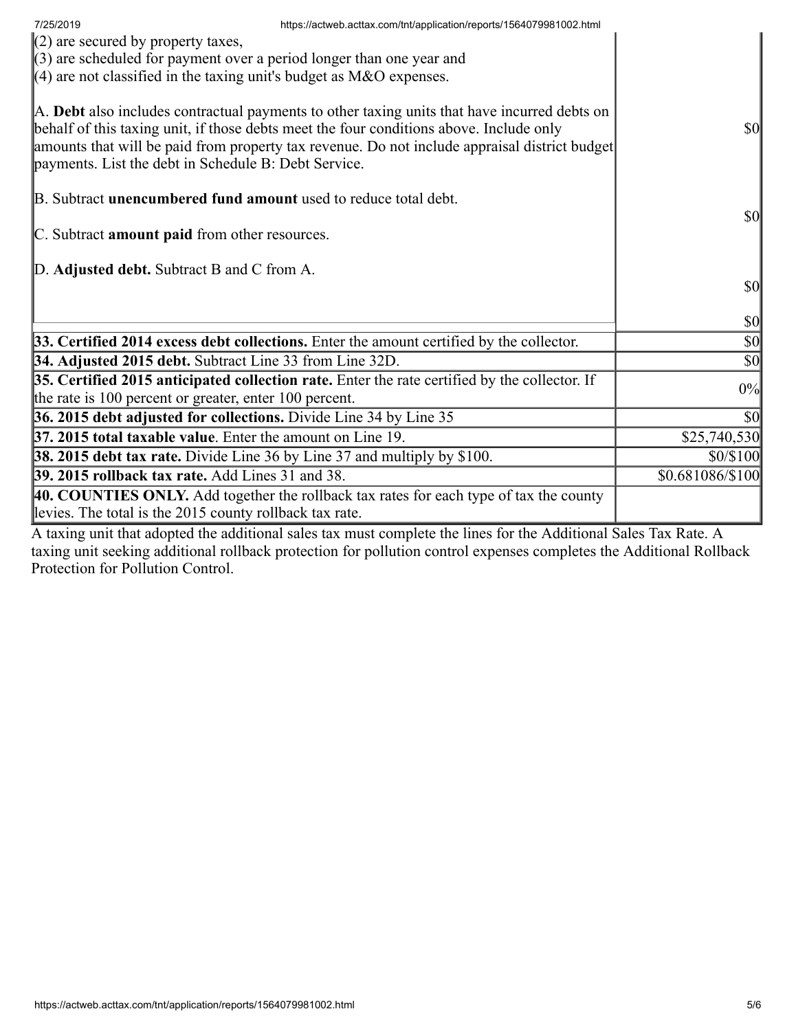| | |
|---|---|
| (2) are secured by property taxes,<br>(3) are scheduled for payment over a period longer than one year and<br>(4) are not classified in the taxing unit's budget as M&O expenses.<br><br>A. **Debt** also includes contractual payments to other taxing units that have incurred debts on behalf of this taxing unit, if those debts meet the four conditions above. Include only amounts that will be paid from property tax revenue. Do not include appraisal district budget payments. List the debt in Schedule B: Debt Service.<br><br>B. Subtract **unencumbered fund amount** used to reduce total debt.<br><br>C. Subtract **amount paid** from other resources.<br><br>D. **Adjusted debt.** Subtract B and C from A. | $0<br><br>$0<br><br>$0<br><br>$0 |
| **33. Certified 2014 excess debt collections.** Enter the amount certified by the collector. | $0 |
| **34. Adjusted 2015 debt.** Subtract Line 33 from Line 32D. | $0 |
| **35. Certified 2015 anticipated collection rate.** Enter the rate certified by the collector. If the rate is 100 percent or greater, enter 100 percent. | 0% |
| **36. 2015 debt adjusted for collections.** Divide Line 34 by Line 35 | $0 |
| **37. 2015 total taxable value**. Enter the amount on Line 19. | $25,740,530 |
| **38. 2015 debt tax rate.** Divide Line 36 by Line 37 and multiply by $100. | $0/$100 |
| **39. 2015 rollback tax rate.** Add Lines 31 and 38. | $0.681086/$100 |
| **40. COUNTIES ONLY.** Add together the rollback tax rates for each type of tax the county levies. The total is the 2015 county rollback tax rate. | |

A taxing unit that adopted the additional sales tax must complete the lines for the Additional Sales Tax Rate. A taxing unit seeking additional rollback protection for pollution control expenses completes the Additional Rollback Protection for Pollution Control.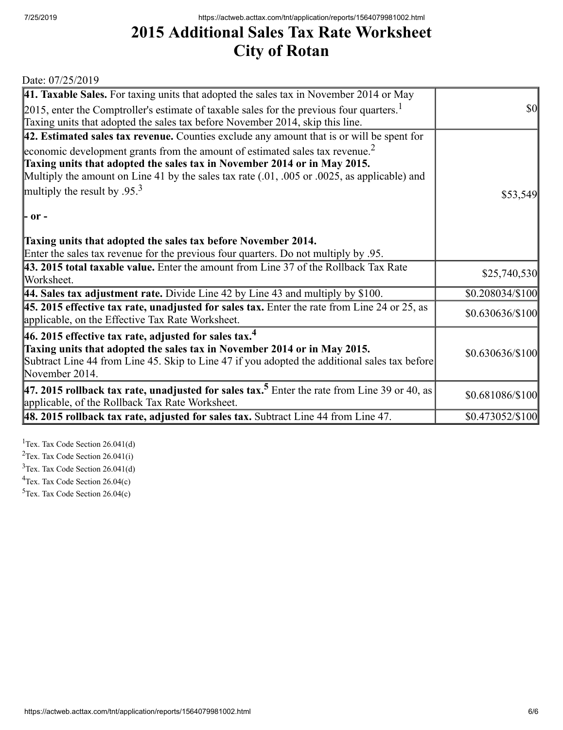# 2015 Additional Sales Tax Rate Worksheet
# City of Rotan

Date: 07/25/2019

| | |
|---|---|
| **41. Taxable Sales.** For taxing units that adopted the sales tax in November 2014 or May 2015, enter the Comptroller's estimate of taxable sales for the previous four quarters.[1] Taxing units that adopted the sales tax before November 2014, skip this line. | $0 |
| **42. Estimated sales tax revenue.** Counties exclude any amount that is or will be spent for economic development grants from the amount of estimated sales tax revenue.[2] **Taxing units that adopted the sales tax in November 2014 or in May 2015.** Multiply the amount on Line 41 by the sales tax rate (.01, .005 or .0025, as applicable) and multiply the result by .95.[3] **- or -** **Taxing units that adopted the sales tax before November 2014.** Enter the sales tax revenue for the previous four quarters. Do not multiply by .95. | $53,549 |
| **43. 2015 total taxable value.** Enter the amount from Line 37 of the Rollback Tax Rate Worksheet. | $25,740,530 |
| **44. Sales tax adjustment rate.** Divide Line 42 by Line 43 and multiply by $100. | $0.208034/$100 |
| **45. 2015 effective tax rate, unadjusted for sales tax.** Enter the rate from Line 24 or 25, as applicable, on the Effective Tax Rate Worksheet. | $0.630636/$100 |
| **46. 2015 effective tax rate, adjusted for sales tax.[4]** **Taxing units that adopted the sales tax in November 2014 or in May 2015.** Subtract Line 44 from Line 45. Skip to Line 47 if you adopted the additional sales tax before November 2014. | $0.630636/$100 |
| **47. 2015 rollback tax rate, unadjusted for sales tax.[5]** Enter the rate from Line 39 or 40, as applicable, of the Rollback Tax Rate Worksheet. | $0.681086/$100 |
| **48. 2015 rollback tax rate, adjusted for sales tax.** Subtract Line 44 from Line 47. | $0.473052/$100 |

[1]Tex. Tax Code Section 26.041(d)

[2]Tex. Tax Code Section 26.041(i)

[3]Tex. Tax Code Section 26.041(d)

[4]Tex. Tax Code Section 26.04(c)

[5]Tex. Tax Code Section 26.04(c)